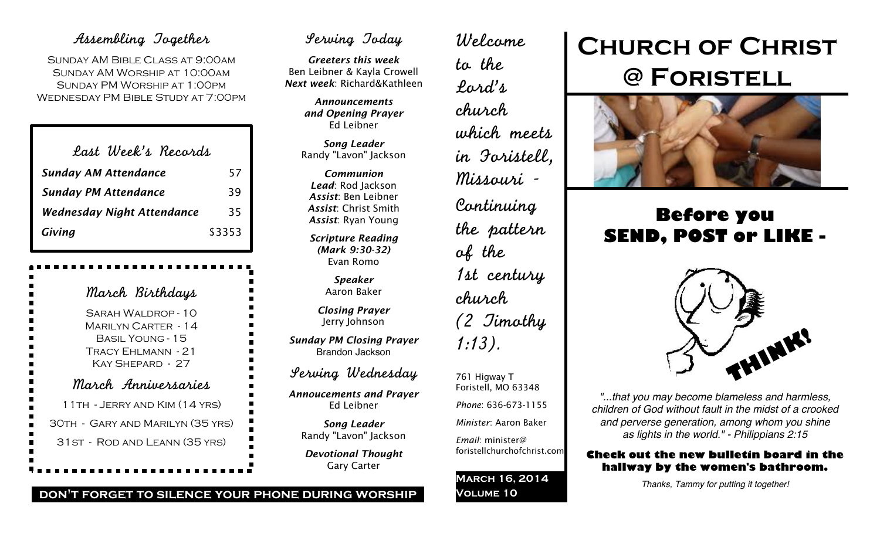## Assembling Together

SUNDAY AM BIBLE CLASS AT 9:00AM
SUNDAY AM WORSHIP AT 10:00AM
SUNDAY PM WORSHIP AT 1:00PM
WEDNESDAY PM BIBLE STUDY AT 7:00PM

### Last Week's Records

| | |
|---|---|
| *Sunday AM Attendance* | 57 |
| *Sunday PM Attendance* | 39 |
| *Wednesday Night Attendance* | 35 |
| *Giving* | $3353 |

### March Birthdays

SARAH WALDROP - 10
MARILYN CARTER - 14
BASIL YOUNG - 15
TRACY EHLMANN - 21
KAY SHEPARD - 27

### March Anniversaries

11TH - JERRY AND KIM (14 YRS)
30TH - GARY AND MARILYN (35 YRS)
31ST - ROD AND LEANN (35 YRS)

**DON'T FORGET TO SILENCE YOUR PHONE DURING WORSHIP**

## Serving Today

***Greeters this week***
Ben Leibner & Kayla Crowell
***Next week***: Richard&Kathleen

***Announcements and Opening Prayer***
Ed Leibner

***Song Leader***
Randy "Lavon" Jackson

***Communion***
***Lead***: Rod Jackson
***Assist***: Ben Leibner
***Assist***: Christ Smith
***Assist***: Ryan Young

***Scripture Reading (Mark 9:30-32)***
Evan Romo

***Speaker***
Aaron Baker

***Closing Prayer***
Jerry Johnson

***Sunday PM Closing Prayer***
Brandon Jackson

## Serving Wednesday

***Annoucements and Prayer***
Ed Leibner

***Song Leader***
Randy "Lavon" Jackson

***Devotional Thought***
Gary Carter

Welcome to the Lord's church which meets in Foristell, Missouri - Continuing the pattern of the 1st century church (2 Timothy 1:13).

761 Higway T
Foristell, MO 63348

*Phone*: 636-673-1155

*Minister*: Aaron Baker

*Email*: minister@foristellchurchofchrist.com

**MARCH 16, 2014**
**VOLUME 10**

# Church of Christ @ Foristell

## Before you SEND, POST or LIKE -

THINK!

*"...that you may become blameless and harmless, children of God without fault in the midst of a crooked and perverse generation, among whom you shine as lights in the world." - Philippians 2:15*

**Check out the new bulletin board in the hallway by the women's bathroom.**

*Thanks, Tammy for putting it together!*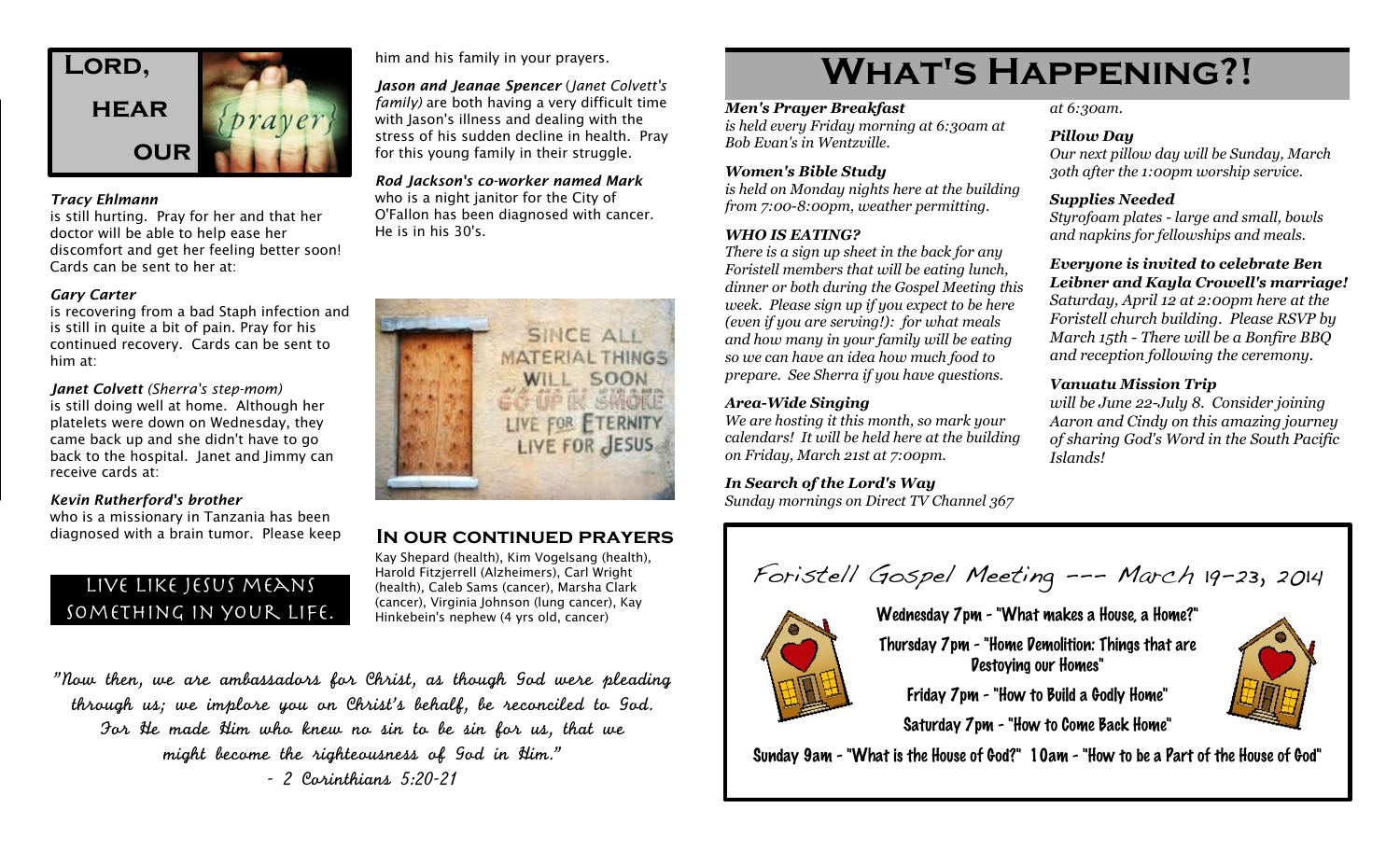# Lord, hear our {prayer}

***Tracy Ehlmann***
is still hurting. Pray for her and that her doctor will be able to help ease her discomfort and get her feeling better soon! Cards can be sent to her at:

***Gary Carter***
is recovering from a bad Staph infection and is still in quite a bit of pain. Pray for his continued recovery. Cards can be sent to him at:

***Janet Colvett*** *(Sherra's step-mom)*
is still doing well at home. Although her platelets were down on Wednesday, they came back up and she didn't have to go back to the hospital. Janet and Jimmy can receive cards at:

***Kevin Rutherford's brother***
who is a missionary in Tanzania has been diagnosed with a brain tumor. Please keep him and his family in your prayers.

***Jason and Jeanae Spencer*** *(Janet Colvett's family)* are both having a very difficult time with Jason's illness and dealing with the stress of his sudden decline in health. Pray for this young family in their struggle.

***Rod Jackson's co-worker named Mark***
who is a night janitor for the City of O'Fallon has been diagnosed with cancer. He is in his 30's.

LIVE LIKE JESUS MEANS SOMETHING IN YOUR LIFE.

SINCE ALL MATERIAL THINGS WILL SOON GO UP IN SMOKE LIVE FOR ETERNITY LIVE FOR JESUS

## In our continued prayers

Kay Shepard (health), Kim Vogelsang (health), Harold Fitzjerrell (Alzheimers), Carl Wright (health), Caleb Sams (cancer), Marsha Clark (cancer), Virginia Johnson (lung cancer), Kay Hinkebein's nephew (4 yrs old, cancer)

"Now then, we are ambassadors for Christ, as though God were pleading through us; we implore you on Christ's behalf, be reconciled to God. For He made Him who knew no sin to be sin for us, that we might become the righteousness of God in Him."
- 2 Corinthians 5:20-21

# What's Happening?!

***Men's Prayer Breakfast***
*is held every Friday morning at 6:30am at Bob Evan's in Wentzville.*

***Women's Bible Study***
*is held on Monday nights here at the building from 7:00-8:00pm, weather permitting.*

***WHO IS EATING?***
*There is a sign up sheet in the back for any Foristell members that will be eating lunch, dinner or both during the Gospel Meeting this week. Please sign up if you expect to be here (even if you are serving!): for what meals and how many in your family will be eating so we can have an idea how much food to prepare. See Sherra if you have questions.*

***Area-Wide Singing***
*We are hosting it this month, so mark your calendars! It will be held here at the building on Friday, March 21st at 7:00pm.*

***In Search of the Lord's Way***
*Sunday mornings on Direct TV Channel 367 at 6:30am.*

***Pillow Day***
*Our next pillow day will be Sunday, March 30th after the 1:00pm worship service.*

***Supplies Needed***
*Styrofoam plates - large and small, bowls and napkins for fellowships and meals.*

***Everyone is invited to celebrate Ben Leibner and Kayla Crowell's marriage!***
*Saturday, April 12 at 2:00pm here at the Foristell church building. Please RSVP by March 15th - There will be a Bonfire BBQ and reception following the ceremony.*

***Vanuatu Mission Trip***
*will be June 22-July 8. Consider joining Aaron and Cindy on this amazing journey of sharing God's Word in the South Pacific Islands!*

## Foristell Gospel Meeting --- March 19-23, 2014

Wednesday 7pm - "What makes a House, a Home?"

Thursday 7pm - "Home Demolition: Things that are Destoying our Homes"

Friday 7pm - "How to Build a Godly Home"

Saturday 7pm - "How to Come Back Home"

Sunday 9am - "What is the House of God?" 10am - "How to be a Part of the House of God"